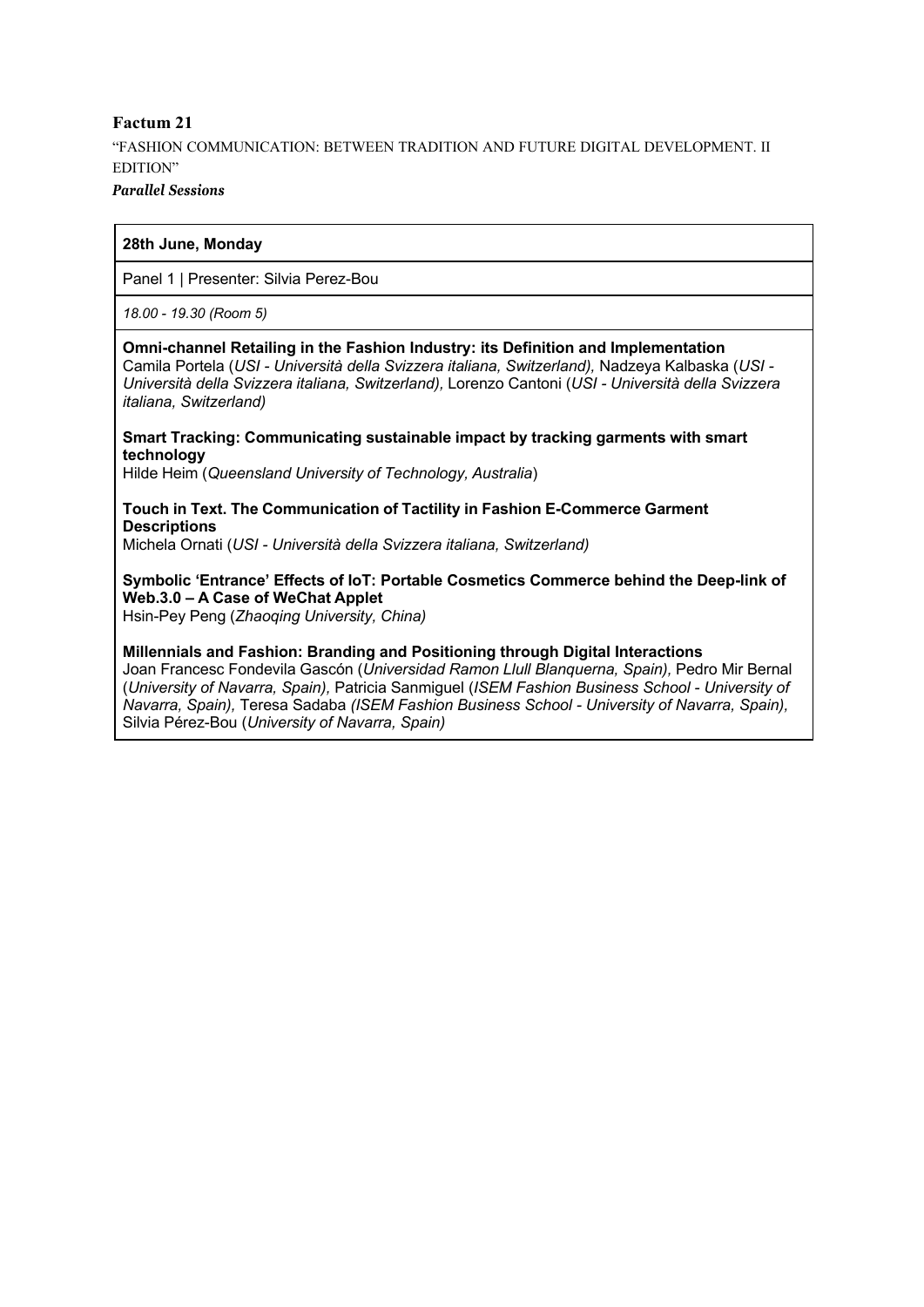**Factum 21**

"FASHION COMMUNICATION: BETWEEN TRADITION AND FUTURE DIGITAL DEVELOPMENT. II EDITION"

***Parallel Sessions***

**28th June, Monday**

Panel 1 | Presenter: Silvia Perez-Bou

*18.00 - 19.30 (Room 5)*

**Omni-channel Retailing in the Fashion Industry: its Definition and Implementation**
Camila Portela (*USI - Università della Svizzera italiana, Switzerland),* Nadzeya Kalbaska (*USI - Università della Svizzera italiana, Switzerland),* Lorenzo Cantoni (*USI - Università della Svizzera italiana, Switzerland)*

**Smart Tracking: Communicating sustainable impact by tracking garments with smart technology**
Hilde Heim (*Queensland University of Technology, Australia*)

**Touch in Text. The Communication of Tactility in Fashion E-Commerce Garment Descriptions**
Michela Ornati (*USI - Università della Svizzera italiana, Switzerland)*

**Symbolic 'Entrance' Effects of IoT: Portable Cosmetics Commerce behind the Deep-link of Web.3.0 – A Case of WeChat Applet**
Hsin-Pey Peng (*Zhaoqing University, China)*

**Millennials and Fashion: Branding and Positioning through Digital Interactions**
Joan Francesc Fondevila Gascón (*Universidad Ramon Llull Blanquerna, Spain),* Pedro Mir Bernal (*University of Navarra, Spain),* Patricia Sanmiguel (*ISEM Fashion Business School - University of Navarra, Spain),* Teresa Sadaba *(ISEM Fashion Business School - University of Navarra, Spain)*, Silvia Pérez-Bou (*University of Navarra, Spain)*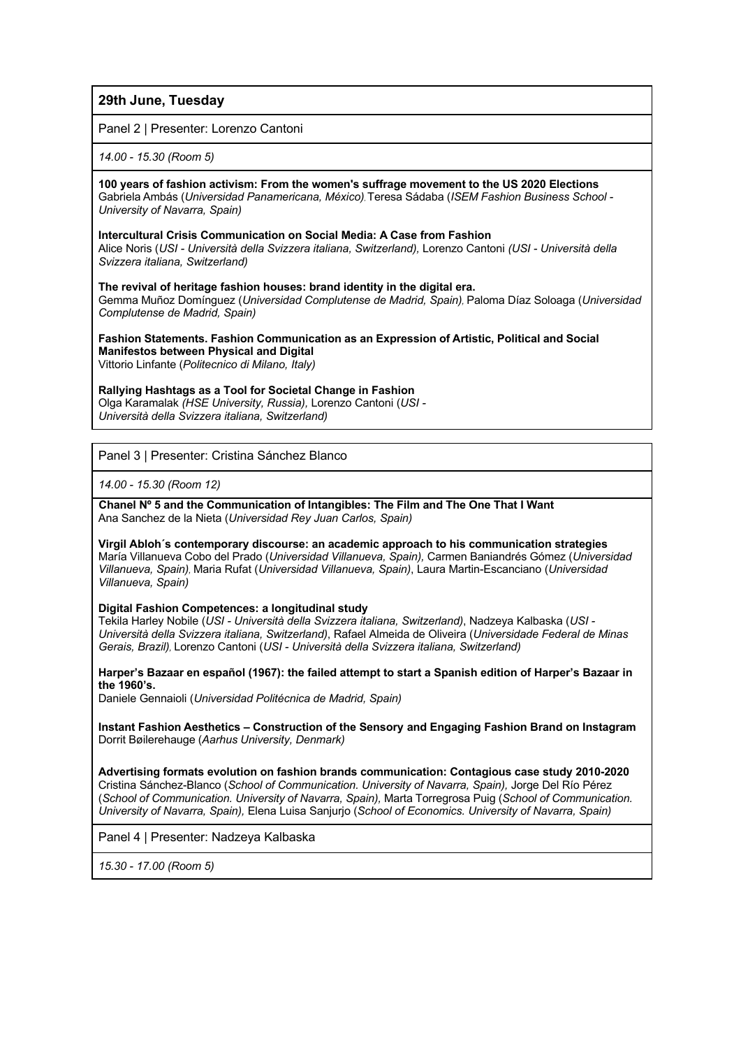## 29th June, Tuesday

Panel 2 | Presenter: Lorenzo Cantoni

*14.00 - 15.30 (Room 5)*

**100 years of fashion activism: From the women's suffrage movement to the US 2020 Elections**
Gabriela Ambás (*Universidad Panamericana, México*), Teresa Sádaba (*ISEM Fashion Business School - University of Navarra, Spain)*

**Intercultural Crisis Communication on Social Media: A Case from Fashion**
Alice Noris (*USI - Università della Svizzera italiana, Switzerland),* Lorenzo Cantoni *(USI - Università della Svizzera italiana, Switzerland)*

**The revival of heritage fashion houses: brand identity in the digital era.**
Gemma Muñoz Domínguez (*Universidad Complutense de Madrid, Spain*), Paloma Díaz Soloaga (*Universidad Complutense de Madrid, Spain)*

**Fashion Statements. Fashion Communication as an Expression of Artistic, Political and Social Manifestos between Physical and Digital**
Vittorio Linfante (*Politecnico di Milano, Italy)*

**Rallying Hashtags as a Tool for Societal Change in Fashion**
Olga Karamalak *(HSE University, Russia),* Lorenzo Cantoni (*USI - Università della Svizzera italiana, Switzerland)*

Panel 3 | Presenter: Cristina Sánchez Blanco

*14.00 - 15.30 (Room 12)*

**Chanel Nº 5 and the Communication of Intangibles: The Film and The One That I Want**
Ana Sanchez de la Nieta (*Universidad Rey Juan Carlos, Spain)*

**Virgil Abloh´s contemporary discourse: an academic approach to his communication strategies**
María Villanueva Cobo del Prado (*Universidad Villanueva, Spain),* Carmen Baniandrés Gómez (*Universidad Villanueva, Spain*), Maria Rufat (*Universidad Villanueva, Spain)*, Laura Martin-Escanciano (*Universidad Villanueva, Spain)*

**Digital Fashion Competences: a longitudinal study**
Tekila Harley Nobile (*USI - Università della Svizzera italiana, Switzerland)*, Nadzeya Kalbaska (*USI - Università della Svizzera italiana, Switzerland)*, Rafael Almeida de Oliveira (*Universidade Federal de Minas Gerais, Brazil)*, Lorenzo Cantoni (*USI - Università della Svizzera italiana, Switzerland)*

**Harper's Bazaar en español (1967): the failed attempt to start a Spanish edition of Harper's Bazaar in the 1960's.**
Daniele Gennaioli (*Universidad Politécnica de Madrid, Spain)*

**Instant Fashion Aesthetics – Construction of the Sensory and Engaging Fashion Brand on Instagram**
Dorrit Bøilerehauge (*Aarhus University, Denmark)*

**Advertising formats evolution on fashion brands communication: Contagious case study 2010-2020**
Cristina Sánchez-Blanco (*School of Communication. University of Navarra, Spain),* Jorge Del Río Pérez (*School of Communication. University of Navarra, Spain),* Marta Torregrosa Puig (*School of Communication. University of Navarra, Spain),* Elena Luisa Sanjurjo (*School of Economics. University of Navarra, Spain)*

Panel 4 | Presenter: Nadzeya Kalbaska

*15.30 - 17.00 (Room 5)*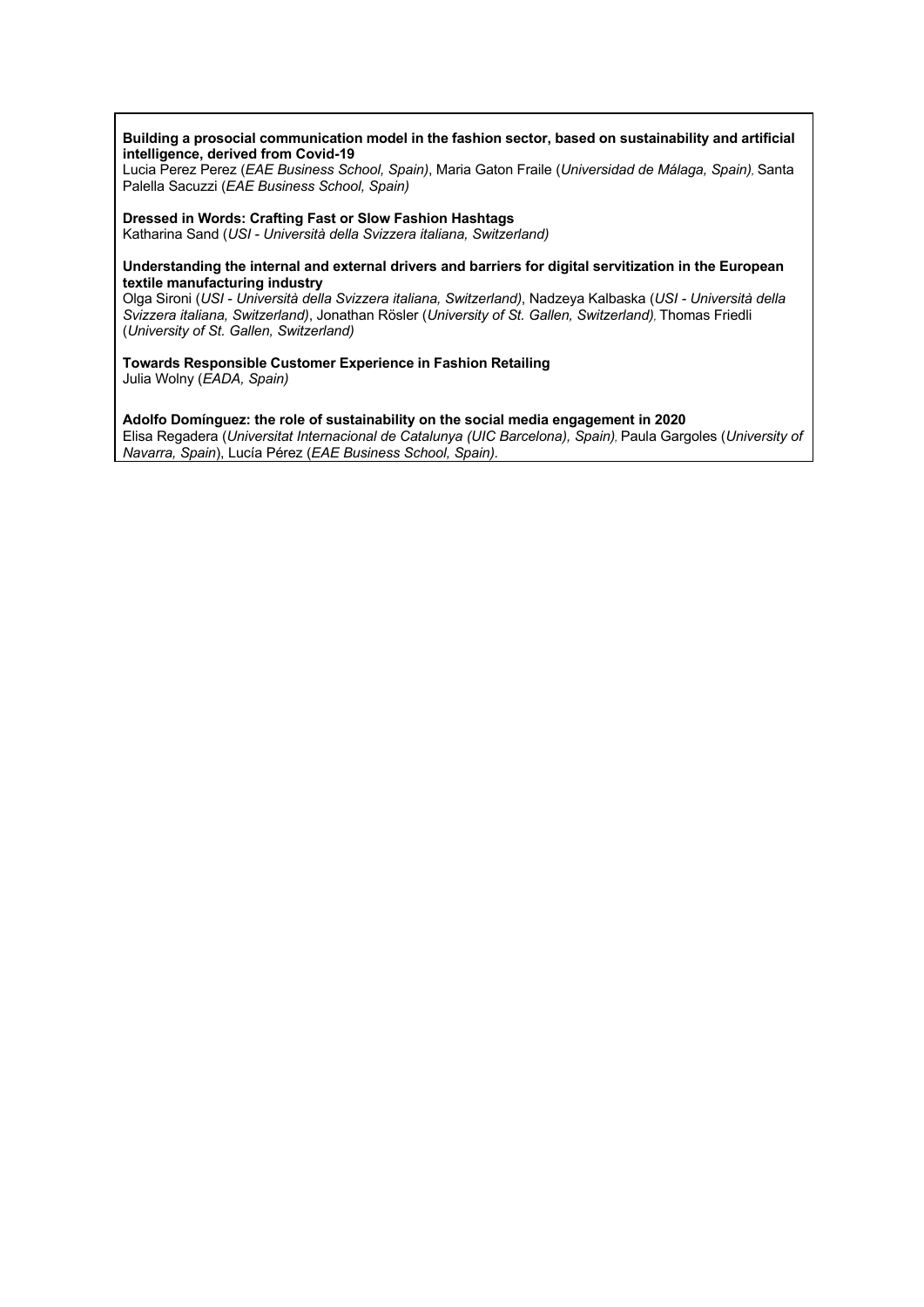**Building a prosocial communication model in the fashion sector, based on sustainability and artificial intelligence, derived from Covid-19**
Lucia Perez Perez (*EAE Business School, Spain)*, Maria Gaton Fraile (*Universidad de Málaga, Spain)*, Santa Palella Sacuzzi (*EAE Business School, Spain)*

**Dressed in Words: Crafting Fast or Slow Fashion Hashtags**
Katharina Sand (*USI - Università della Svizzera italiana, Switzerland)*

**Understanding the internal and external drivers and barriers for digital servitization in the European textile manufacturing industry**
Olga Sironi (*USI - Università della Svizzera italiana, Switzerland)*, Nadzeya Kalbaska (*USI - Università della Svizzera italiana, Switzerland)*, Jonathan Rösler (*University of St. Gallen, Switzerland)*, Thomas Friedli (*University of St. Gallen, Switzerland)*

**Towards Responsible Customer Experience in Fashion Retailing**
Julia Wolny (*EADA, Spain)*

**Adolfo Domínguez: the role of sustainability on the social media engagement in 2020**
Elisa Regadera (*Universitat Internacional de Catalunya (UIC Barcelona), Spain)*, Paula Gargoles (*University of Navarra, Spain*), Lucía Pérez (*EAE Business School, Spain).*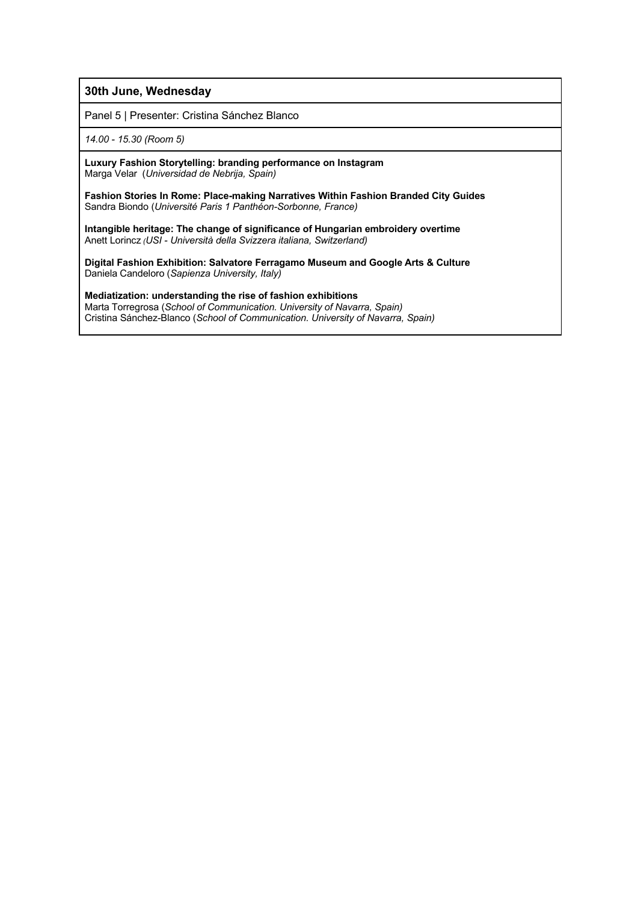## 30th June, Wednesday

Panel 5 | Presenter: Cristina Sánchez Blanco

*14.00 - 15.30 (Room 5)*

**Luxury Fashion Storytelling: branding performance on Instagram**
Marga Velar (*Universidad de Nebrija, Spain)*

**Fashion Stories In Rome: Place-making Narratives Within Fashion Branded City Guides**
Sandra Biondo (*Université Paris 1 Panthéon-Sorbonne, France)*

**Intangible heritage: The change of significance of Hungarian embroidery overtime**
Anett Lorincz *(USI - Università della Svizzera italiana, Switzerland)*

**Digital Fashion Exhibition: Salvatore Ferragamo Museum and Google Arts & Culture**
Daniela Candeloro (*Sapienza University, Italy)*

**Mediatization: understanding the rise of fashion exhibitions**
Marta Torregrosa (*School of Communication. University of Navarra, Spain)*
Cristina Sánchez-Blanco (*School of Communication. University of Navarra, Spain)*